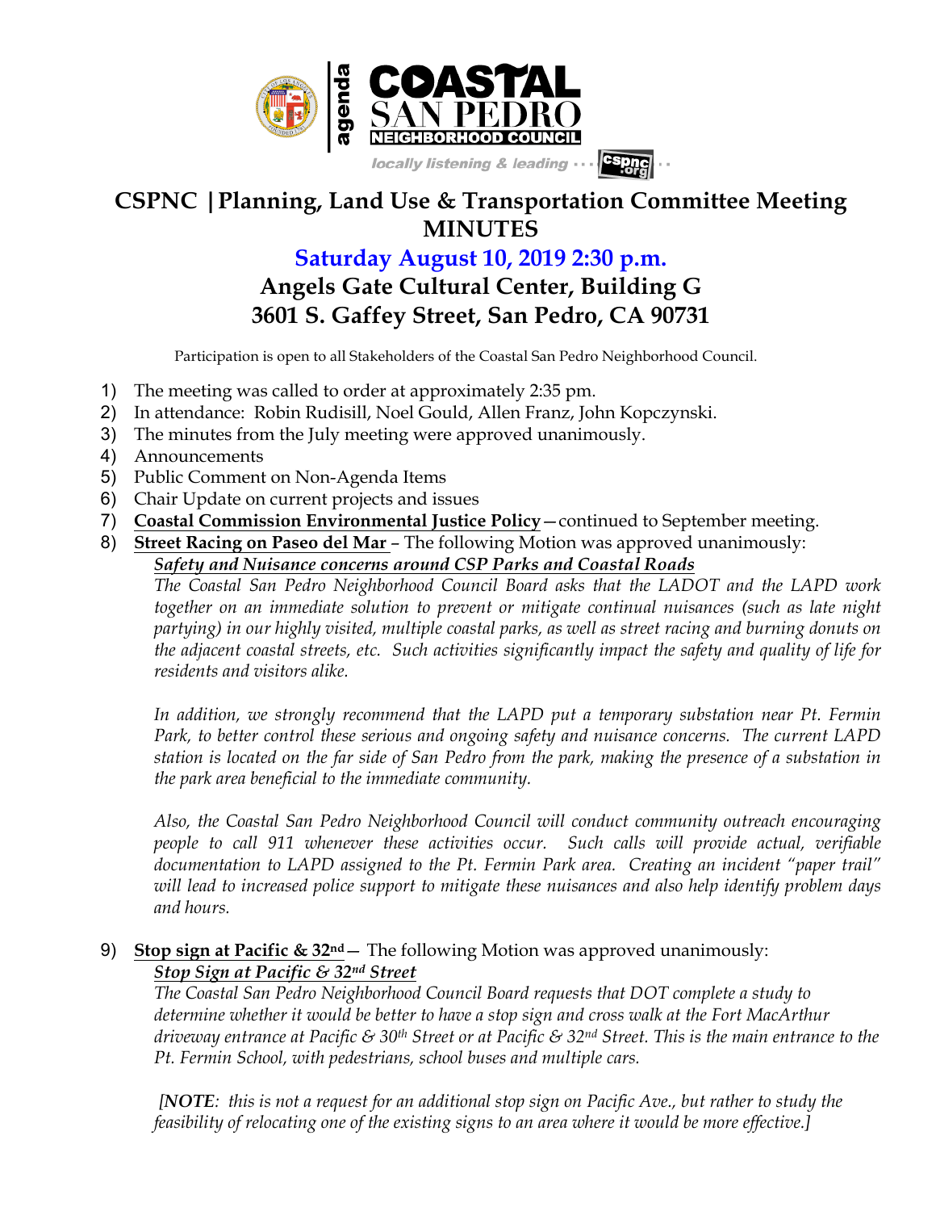agenda **COASTAL SAN PEDRO NEIGHBORHOOD COUNCIL**

*locally listening & leading ··· cspnc.org ··*

# CSPNC | Planning, Land Use & Transportation Committee Meeting MINUTES

## Saturday August 10, 2019 2:30 p.m.

## Angels Gate Cultural Center, Building G
## 3601 S. Gaffey Street, San Pedro, CA 90731

Participation is open to all Stakeholders of the Coastal San Pedro Neighborhood Council.

1) The meeting was called to order at approximately 2:35 pm.
2) In attendance: Robin Rudisill, Noel Gould, Allen Franz, John Kopczynski.
3) The minutes from the July meeting were approved unanimously.
4) Announcements
5) Public Comment on Non-Agenda Items
6) Chair Update on current projects and issues
7) **Coastal Commission Environmental Justice Policy**—continued to September meeting.
8) **Street Racing on Paseo del Mar** – The following Motion was approved unanimously:

   ***Safety and Nuisance concerns around CSP Parks and Coastal Roads***

   *The Coastal San Pedro Neighborhood Council Board asks that the LADOT and the LAPD work together on an immediate solution to prevent or mitigate continual nuisances (such as late night partying) in our highly visited, multiple coastal parks, as well as street racing and burning donuts on the adjacent coastal streets, etc. Such activities significantly impact the safety and quality of life for residents and visitors alike.*

   *In addition, we strongly recommend that the LAPD put a temporary substation near Pt. Fermin Park, to better control these serious and ongoing safety and nuisance concerns. The current LAPD station is located on the far side of San Pedro from the park, making the presence of a substation in the park area beneficial to the immediate community.*

   *Also, the Coastal San Pedro Neighborhood Council will conduct community outreach encouraging people to call 911 whenever these activities occur. Such calls will provide actual, verifiable documentation to LAPD assigned to the Pt. Fermin Park area. Creating an incident "paper trail" will lead to increased police support to mitigate these nuisances and also help identify problem days and hours.*

9) **Stop sign at Pacific & 32nd**— The following Motion was approved unanimously:

   ***Stop Sign at Pacific & 32nd Street***

   *The Coastal San Pedro Neighborhood Council Board requests that DOT complete a study to determine whether it would be better to have a stop sign and cross walk at the Fort MacArthur driveway entrance at Pacific & 30th Street or at Pacific & 32nd Street. This is the main entrance to the Pt. Fermin School, with pedestrians, school buses and multiple cars.*

   *[**NOTE**: this is not a request for an additional stop sign on Pacific Ave., but rather to study the feasibility of relocating one of the existing signs to an area where it would be more effective.]*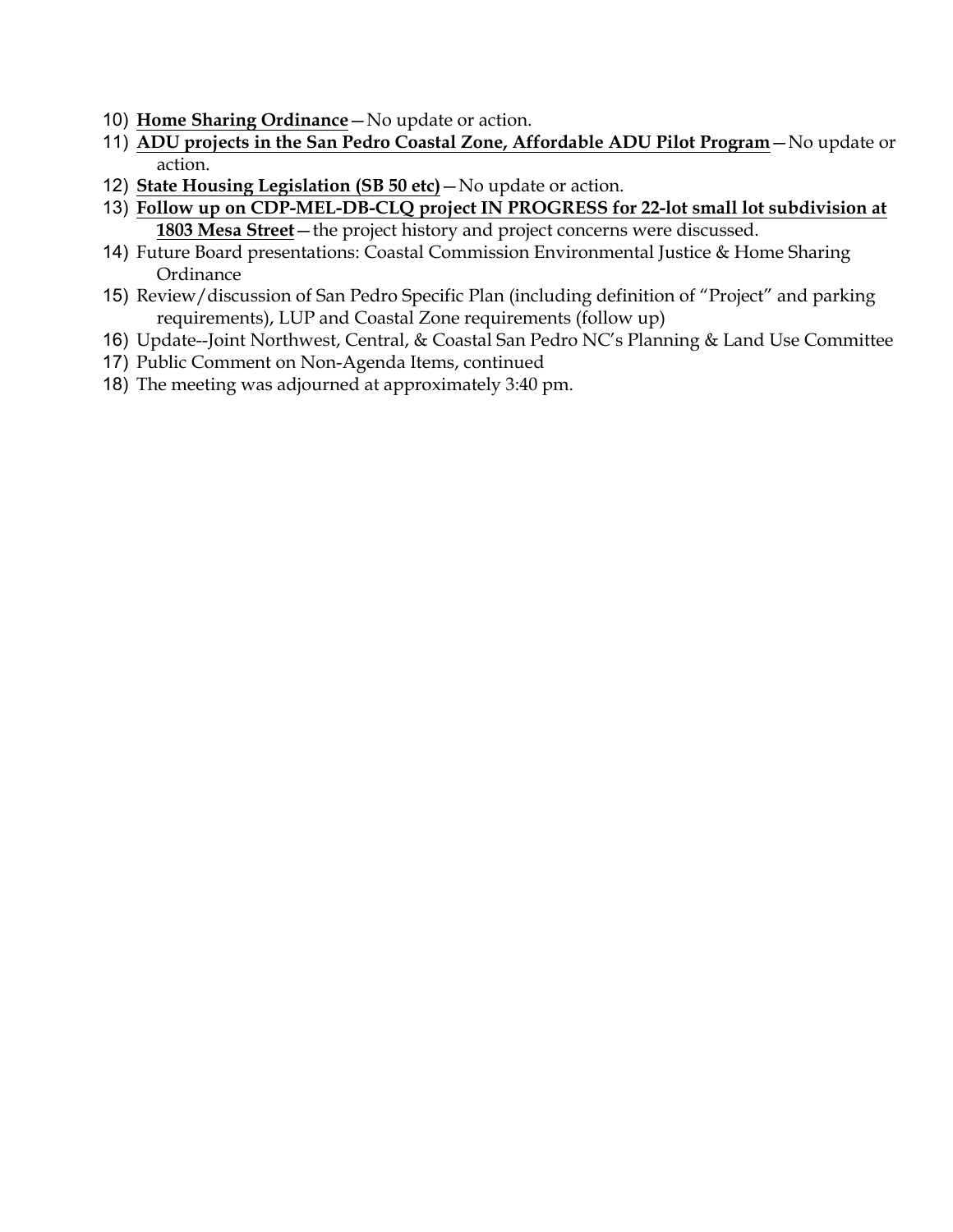10) **Home Sharing Ordinance**—No update or action.
11) **ADU projects in the San Pedro Coastal Zone, Affordable ADU Pilot Program**—No update or action.
12) **State Housing Legislation (SB 50 etc)**—No update or action.
13) **Follow up on CDP-MEL-DB-CLQ project IN PROGRESS for 22-lot small lot subdivision at 1803 Mesa Street**—the project history and project concerns were discussed.
14) Future Board presentations: Coastal Commission Environmental Justice & Home Sharing Ordinance
15) Review/discussion of San Pedro Specific Plan (including definition of "Project" and parking requirements), LUP and Coastal Zone requirements (follow up)
16) Update--Joint Northwest, Central, & Coastal San Pedro NC's Planning & Land Use Committee
17) Public Comment on Non-Agenda Items, continued
18) The meeting was adjourned at approximately 3:40 pm.